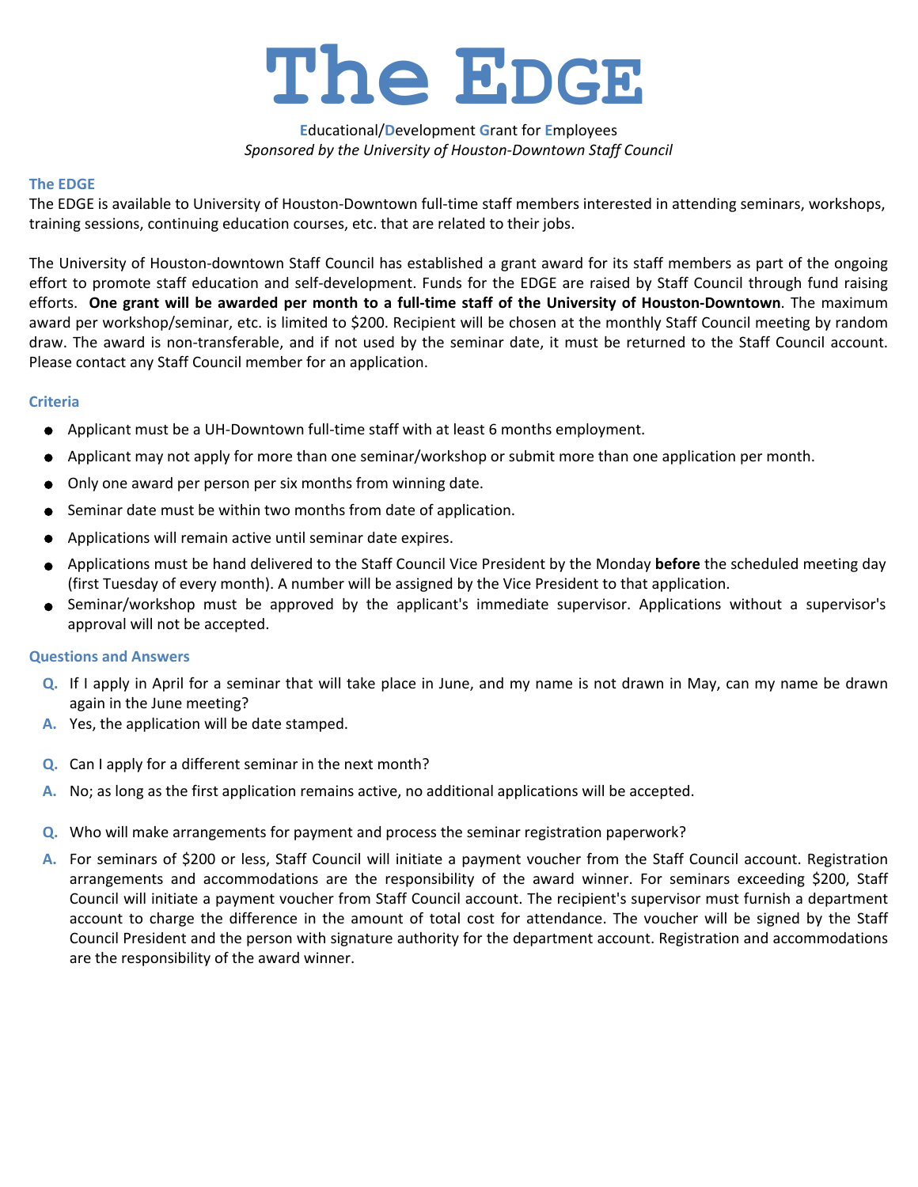# The EDGE

**E**ducational/**D**evelopment **G**rant for **E**mployees

*Sponsored by the University of Houston-Downtown Staff Council*

### The EDGE

The EDGE is available to University of Houston-Downtown full-time staff members interested in attending seminars, workshops, training sessions, continuing education courses, etc. that are related to their jobs.

The University of Houston-downtown Staff Council has established a grant award for its staff members as part of the ongoing effort to promote staff education and self-development. Funds for the EDGE are raised by Staff Council through fund raising efforts. **One grant will be awarded per month to a full-time staff of the University of Houston-Downtown**. The maximum award per workshop/seminar, etc. is limited to $200. Recipient will be chosen at the monthly Staff Council meeting by random draw. The award is non-transferable, and if not used by the seminar date, it must be returned to the Staff Council account. Please contact any Staff Council member for an application.

### Criteria

- Applicant must be a UH-Downtown full-time staff with at least 6 months employment.
- Applicant may not apply for more than one seminar/workshop or submit more than one application per month.
- Only one award per person per six months from winning date.
- Seminar date must be within two months from date of application.
- Applications will remain active until seminar date expires.
- Applications must be hand delivered to the Staff Council Vice President by the Monday **before** the scheduled meeting day (first Tuesday of every month). A number will be assigned by the Vice President to that application.
- Seminar/workshop must be approved by the applicant's immediate supervisor. Applications without a supervisor's approval will not be accepted.

### Questions and Answers

**Q.** If I apply in April for a seminar that will take place in June, and my name is not drawn in May, can my name be drawn again in the June meeting?

**A.** Yes, the application will be date stamped.

**Q.** Can I apply for a different seminar in the next month?

**A.** No; as long as the first application remains active, no additional applications will be accepted.

**Q.** Who will make arrangements for payment and process the seminar registration paperwork?

**A.** For seminars of $200 or less, Staff Council will initiate a payment voucher from the Staff Council account. Registration arrangements and accommodations are the responsibility of the award winner. For seminars exceeding $200, Staff Council will initiate a payment voucher from Staff Council account. The recipient's supervisor must furnish a department account to charge the difference in the amount of total cost for attendance. The voucher will be signed by the Staff Council President and the person with signature authority for the department account. Registration and accommodations are the responsibility of the award winner.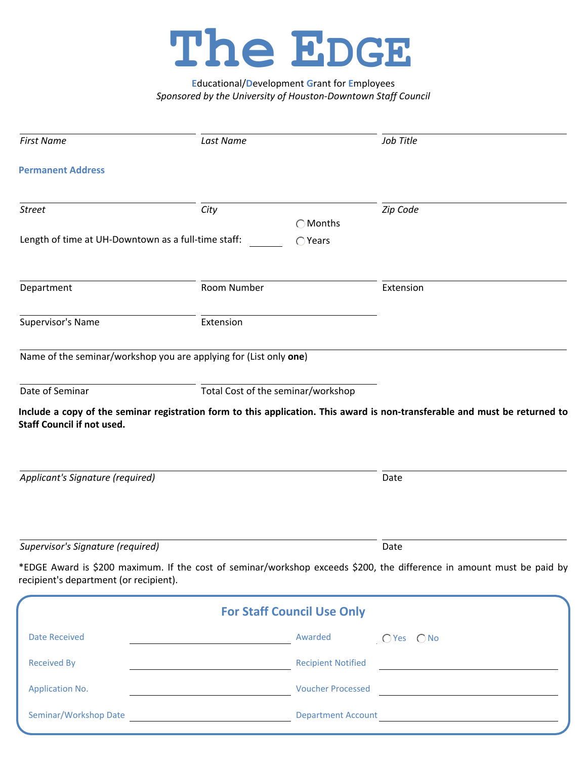# The EDGE

**E**ducational/**D**evelopment **G**rant for **E**mployees

*Sponsored by the University of Houston-Downtown Staff Council*

*First Name* ____________________ *Last Name* ____________________ *Job Title* ____________________

**Permanent Address**

*Street* ____________________ *City* ____________________ *Zip Code* ____________________

Length of time at UH-Downtown as a full-time staff: ______ ◯ Months ◯ Years

Department ____________________ Room Number ____________________ Extension ____________________

Supervisor's Name ____________________ Extension ____________________

Name of the seminar/workshop you are applying for (List only **one**) ____________________

Date of Seminar ____________________ Total Cost of the seminar/workshop ____________________

**Include a copy of the seminar registration form to this application. This award is non-transferable and must be returned to Staff Council if not used.**

*Applicant's Signature (required)* ____________________ Date ____________________

*Supervisor's Signature (required)* ____________________ Date ____________________

*EDGE Award is $200 maximum. If the cost of seminar/workshop exceeds $200, the difference in amount must be paid by recipient's department (or recipient).

## For Staff Council Use Only

| | | | |
|---|---|---|---|
| Date Received | | Awarded | ◯ Yes ◯ No |
| Received By | | Recipient Notified | |
| Application No. | | Voucher Processed | |
| Seminar/Workshop Date | | Department Account | |